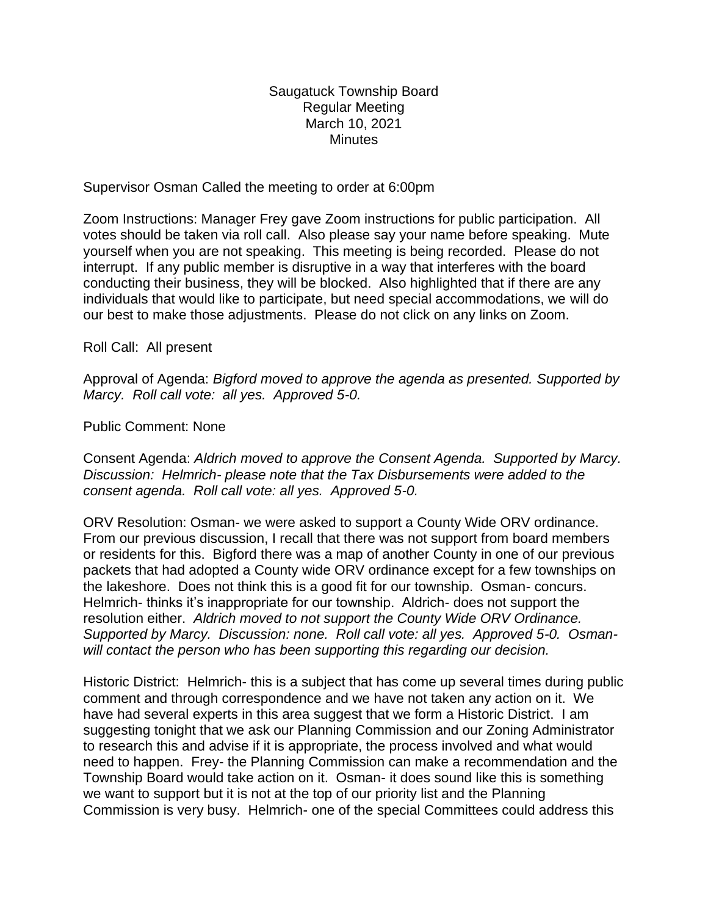Saugatuck Township Board
Regular Meeting
March 10, 2021
Minutes

Supervisor Osman Called the meeting to order at 6:00pm

Zoom Instructions: Manager Frey gave Zoom instructions for public participation. All votes should be taken via roll call. Also please say your name before speaking. Mute yourself when you are not speaking. This meeting is being recorded. Please do not interrupt. If any public member is disruptive in a way that interferes with the board conducting their business, they will be blocked. Also highlighted that if there are any individuals that would like to participate, but need special accommodations, we will do our best to make those adjustments. Please do not click on any links on Zoom.

Roll Call: All present

Approval of Agenda: *Bigford moved to approve the agenda as presented. Supported by Marcy. Roll call vote: all yes. Approved 5-0.*

Public Comment: None

Consent Agenda: *Aldrich moved to approve the Consent Agenda. Supported by Marcy. Discussion: Helmrich- please note that the Tax Disbursements were added to the consent agenda. Roll call vote: all yes. Approved 5-0.*

ORV Resolution: Osman- we were asked to support a County Wide ORV ordinance. From our previous discussion, I recall that there was not support from board members or residents for this. Bigford there was a map of another County in one of our previous packets that had adopted a County wide ORV ordinance except for a few townships on the lakeshore. Does not think this is a good fit for our township. Osman- concurs. Helmrich- thinks it's inappropriate for our township. Aldrich- does not support the resolution either. *Aldrich moved to not support the County Wide ORV Ordinance. Supported by Marcy. Discussion: none. Roll call vote: all yes. Approved 5-0. Osman- will contact the person who has been supporting this regarding our decision.*

Historic District: Helmrich- this is a subject that has come up several times during public comment and through correspondence and we have not taken any action on it. We have had several experts in this area suggest that we form a Historic District. I am suggesting tonight that we ask our Planning Commission and our Zoning Administrator to research this and advise if it is appropriate, the process involved and what would need to happen. Frey- the Planning Commission can make a recommendation and the Township Board would take action on it. Osman- it does sound like this is something we want to support but it is not at the top of our priority list and the Planning Commission is very busy. Helmrich- one of the special Committees could address this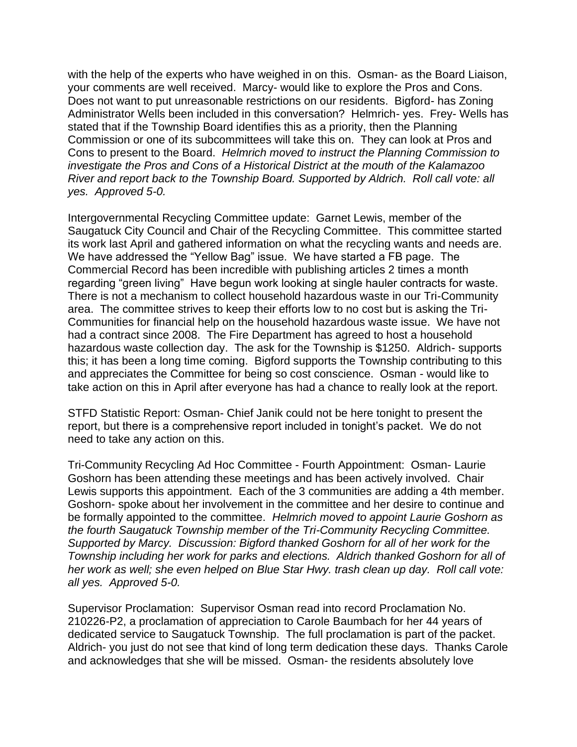with the help of the experts who have weighed in on this. Osman- as the Board Liaison, your comments are well received. Marcy- would like to explore the Pros and Cons. Does not want to put unreasonable restrictions on our residents. Bigford- has Zoning Administrator Wells been included in this conversation? Helmrich- yes. Frey- Wells has stated that if the Township Board identifies this as a priority, then the Planning Commission or one of its subcommittees will take this on. They can look at Pros and Cons to present to the Board. *Helmrich moved to instruct the Planning Commission to investigate the Pros and Cons of a Historical District at the mouth of the Kalamazoo River and report back to the Township Board. Supported by Aldrich. Roll call vote: all yes. Approved 5-0.*

Intergovernmental Recycling Committee update: Garnet Lewis, member of the Saugatuck City Council and Chair of the Recycling Committee. This committee started its work last April and gathered information on what the recycling wants and needs are. We have addressed the "Yellow Bag" issue. We have started a FB page. The Commercial Record has been incredible with publishing articles 2 times a month regarding "green living" Have begun work looking at single hauler contracts for waste. There is not a mechanism to collect household hazardous waste in our Tri-Community area. The committee strives to keep their efforts low to no cost but is asking the Tri-Communities for financial help on the household hazardous waste issue. We have not had a contract since 2008. The Fire Department has agreed to host a household hazardous waste collection day. The ask for the Township is $1250. Aldrich- supports this; it has been a long time coming. Bigford supports the Township contributing to this and appreciates the Committee for being so cost conscience. Osman - would like to take action on this in April after everyone has had a chance to really look at the report.

STFD Statistic Report: Osman- Chief Janik could not be here tonight to present the report, but there is a comprehensive report included in tonight's packet. We do not need to take any action on this.

Tri-Community Recycling Ad Hoc Committee - Fourth Appointment: Osman- Laurie Goshorn has been attending these meetings and has been actively involved. Chair Lewis supports this appointment. Each of the 3 communities are adding a 4th member. Goshorn- spoke about her involvement in the committee and her desire to continue and be formally appointed to the committee. *Helmrich moved to appoint Laurie Goshorn as the fourth Saugatuck Township member of the Tri-Community Recycling Committee. Supported by Marcy. Discussion: Bigford thanked Goshorn for all of her work for the Township including her work for parks and elections. Aldrich thanked Goshorn for all of her work as well; she even helped on Blue Star Hwy. trash clean up day. Roll call vote: all yes. Approved 5-0.*

Supervisor Proclamation: Supervisor Osman read into record Proclamation No. 210226-P2, a proclamation of appreciation to Carole Baumbach for her 44 years of dedicated service to Saugatuck Township. The full proclamation is part of the packet. Aldrich- you just do not see that kind of long term dedication these days. Thanks Carole and acknowledges that she will be missed. Osman- the residents absolutely love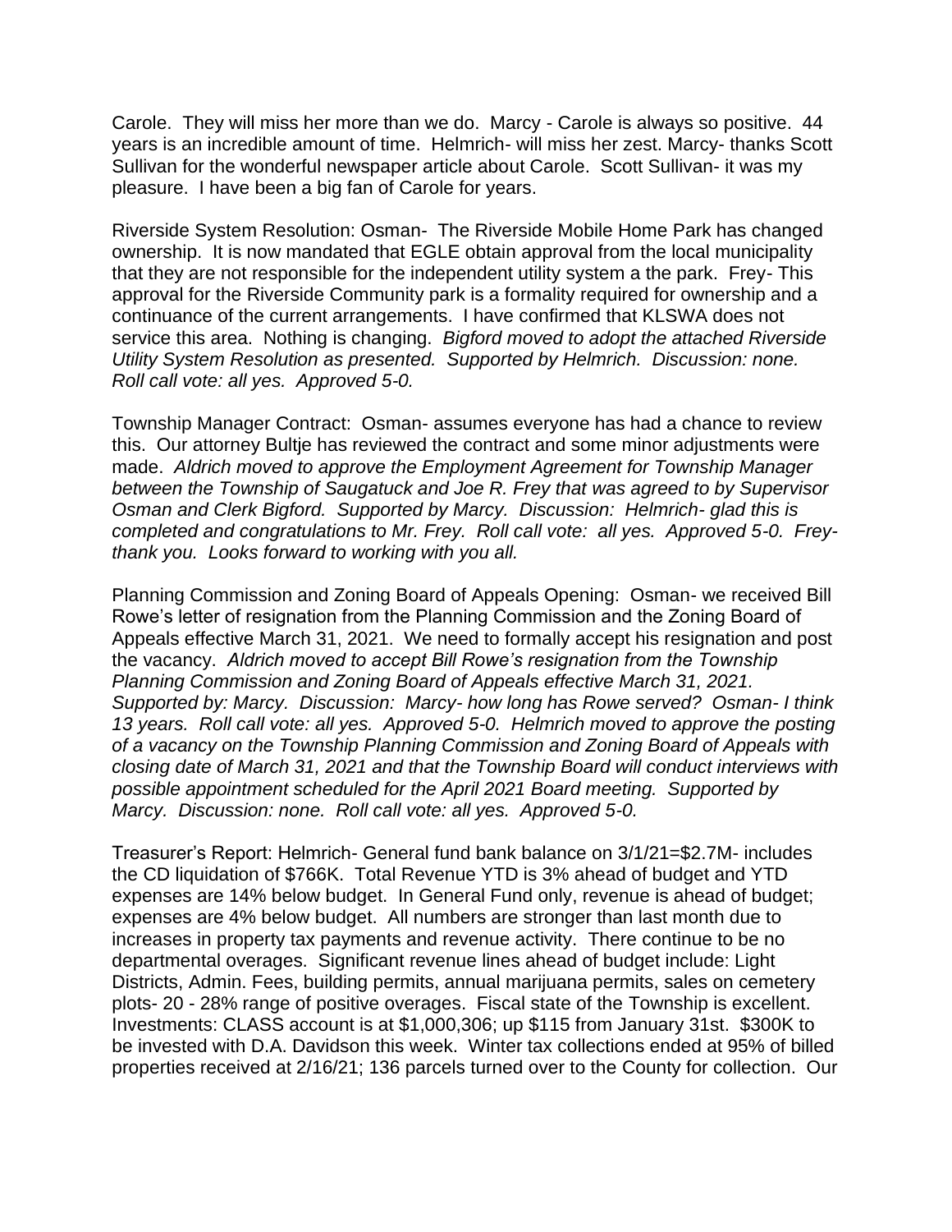Carole. They will miss her more than we do. Marcy - Carole is always so positive. 44 years is an incredible amount of time. Helmrich- will miss her zest. Marcy- thanks Scott Sullivan for the wonderful newspaper article about Carole. Scott Sullivan- it was my pleasure. I have been a big fan of Carole for years.

Riverside System Resolution: Osman- The Riverside Mobile Home Park has changed ownership. It is now mandated that EGLE obtain approval from the local municipality that they are not responsible for the independent utility system a the park. Frey- This approval for the Riverside Community park is a formality required for ownership and a continuance of the current arrangements. I have confirmed that KLSWA does not service this area. Nothing is changing. *Bigford moved to adopt the attached Riverside Utility System Resolution as presented. Supported by Helmrich. Discussion: none. Roll call vote: all yes. Approved 5-0.*

Township Manager Contract: Osman- assumes everyone has had a chance to review this. Our attorney Bultje has reviewed the contract and some minor adjustments were made. *Aldrich moved to approve the Employment Agreement for Township Manager between the Township of Saugatuck and Joe R. Frey that was agreed to by Supervisor Osman and Clerk Bigford. Supported by Marcy. Discussion: Helmrich- glad this is completed and congratulations to Mr. Frey. Roll call vote: all yes. Approved 5-0. Frey- thank you. Looks forward to working with you all.*

Planning Commission and Zoning Board of Appeals Opening: Osman- we received Bill Rowe's letter of resignation from the Planning Commission and the Zoning Board of Appeals effective March 31, 2021. We need to formally accept his resignation and post the vacancy. *Aldrich moved to accept Bill Rowe's resignation from the Township Planning Commission and Zoning Board of Appeals effective March 31, 2021. Supported by: Marcy. Discussion: Marcy- how long has Rowe served? Osman- I think 13 years. Roll call vote: all yes. Approved 5-0. Helmrich moved to approve the posting of a vacancy on the Township Planning Commission and Zoning Board of Appeals with closing date of March 31, 2021 and that the Township Board will conduct interviews with possible appointment scheduled for the April 2021 Board meeting. Supported by Marcy. Discussion: none. Roll call vote: all yes. Approved 5-0.*

Treasurer's Report: Helmrich- General fund bank balance on 3/1/21=$2.7M- includes the CD liquidation of $766K. Total Revenue YTD is 3% ahead of budget and YTD expenses are 14% below budget. In General Fund only, revenue is ahead of budget; expenses are 4% below budget. All numbers are stronger than last month due to increases in property tax payments and revenue activity. There continue to be no departmental overages. Significant revenue lines ahead of budget include: Light Districts, Admin. Fees, building permits, annual marijuana permits, sales on cemetery plots- 20 - 28% range of positive overages. Fiscal state of the Township is excellent. Investments: CLASS account is at $1,000,306; up $115 from January 31st. $300K to be invested with D.A. Davidson this week. Winter tax collections ended at 95% of billed properties received at 2/16/21; 136 parcels turned over to the County for collection. Our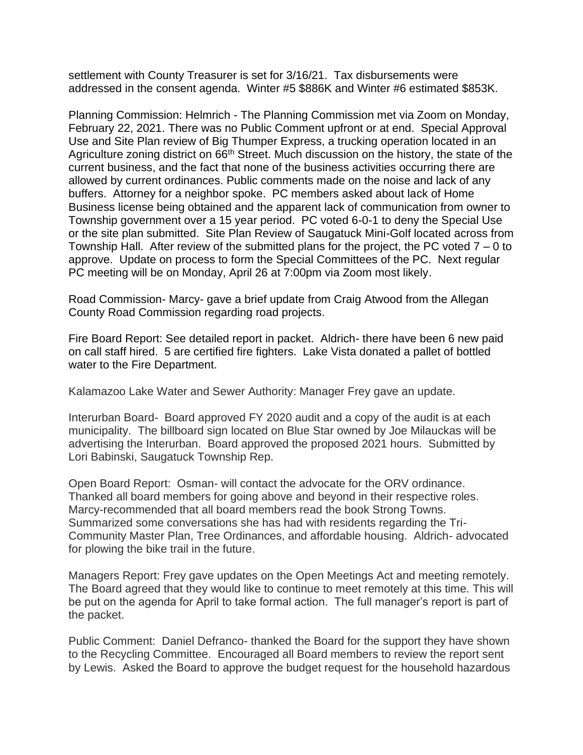settlement with County Treasurer is set for 3/16/21. Tax disbursements were addressed in the consent agenda. Winter #5 $886K and Winter #6 estimated $853K.

Planning Commission: Helmrich - The Planning Commission met via Zoom on Monday, February 22, 2021. There was no Public Comment upfront or at end. Special Approval Use and Site Plan review of Big Thumper Express, a trucking operation located in an Agriculture zoning district on 66th Street. Much discussion on the history, the state of the current business, and the fact that none of the business activities occurring there are allowed by current ordinances. Public comments made on the noise and lack of any buffers. Attorney for a neighbor spoke. PC members asked about lack of Home Business license being obtained and the apparent lack of communication from owner to Township government over a 15 year period. PC voted 6-0-1 to deny the Special Use or the site plan submitted. Site Plan Review of Saugatuck Mini-Golf located across from Township Hall. After review of the submitted plans for the project, the PC voted 7 – 0 to approve. Update on process to form the Special Committees of the PC. Next regular PC meeting will be on Monday, April 26 at 7:00pm via Zoom most likely.

Road Commission- Marcy- gave a brief update from Craig Atwood from the Allegan County Road Commission regarding road projects.

Fire Board Report: See detailed report in packet. Aldrich- there have been 6 new paid on call staff hired. 5 are certified fire fighters. Lake Vista donated a pallet of bottled water to the Fire Department.

Kalamazoo Lake Water and Sewer Authority: Manager Frey gave an update.

Interurban Board- Board approved FY 2020 audit and a copy of the audit is at each municipality. The billboard sign located on Blue Star owned by Joe Milauckas will be advertising the Interurban. Board approved the proposed 2021 hours. Submitted by Lori Babinski, Saugatuck Township Rep.

Open Board Report: Osman- will contact the advocate for the ORV ordinance. Thanked all board members for going above and beyond in their respective roles. Marcy-recommended that all board members read the book Strong Towns. Summarized some conversations she has had with residents regarding the Tri-Community Master Plan, Tree Ordinances, and affordable housing. Aldrich- advocated for plowing the bike trail in the future.

Managers Report: Frey gave updates on the Open Meetings Act and meeting remotely. The Board agreed that they would like to continue to meet remotely at this time. This will be put on the agenda for April to take formal action. The full manager's report is part of the packet.

Public Comment: Daniel Defranco- thanked the Board for the support they have shown to the Recycling Committee. Encouraged all Board members to review the report sent by Lewis. Asked the Board to approve the budget request for the household hazardous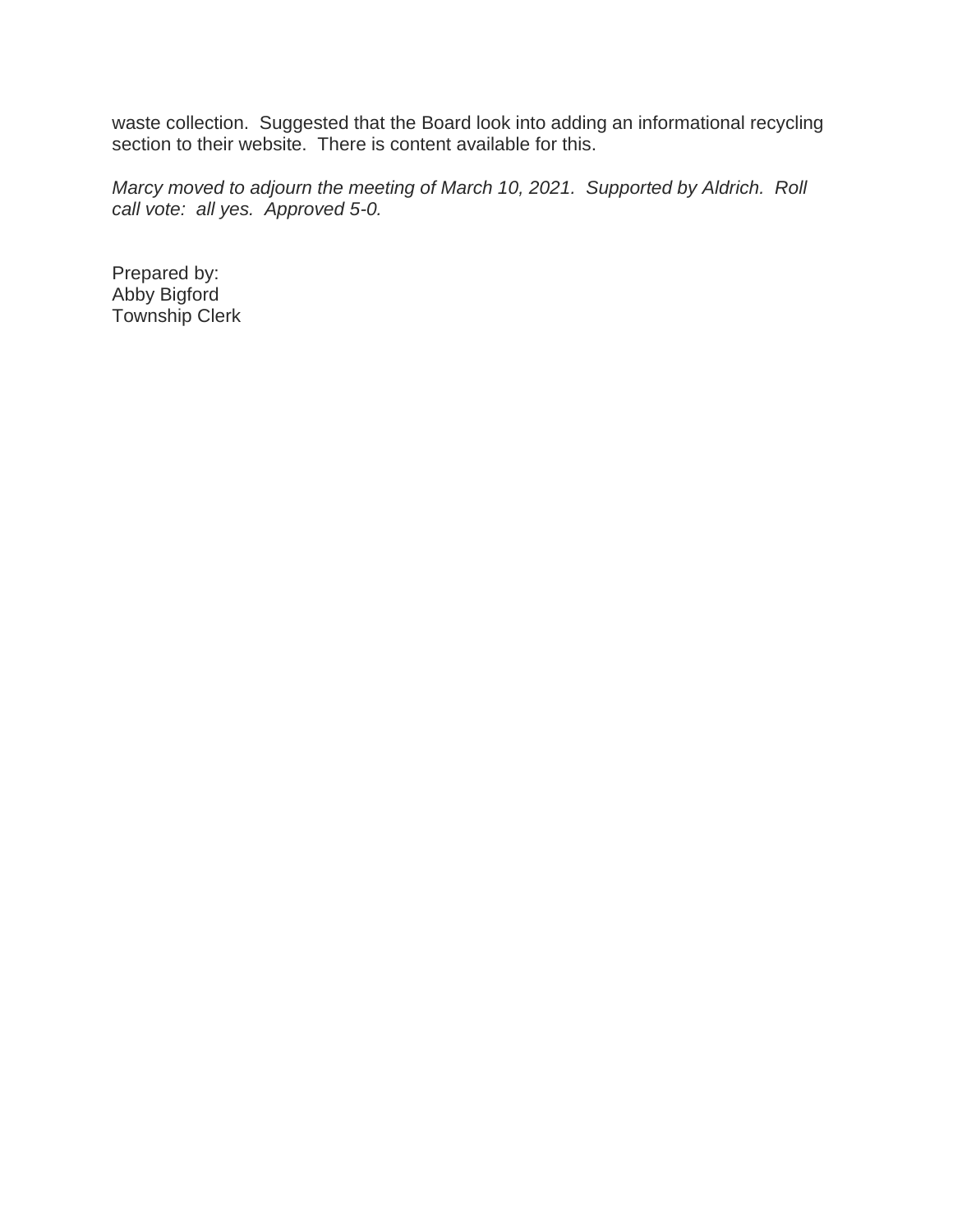waste collection. Suggested that the Board look into adding an informational recycling section to their website. There is content available for this.

*Marcy moved to adjourn the meeting of March 10, 2021. Supported by Aldrich. Roll call vote: all yes. Approved 5-0.*

Prepared by:
Abby Bigford
Township Clerk